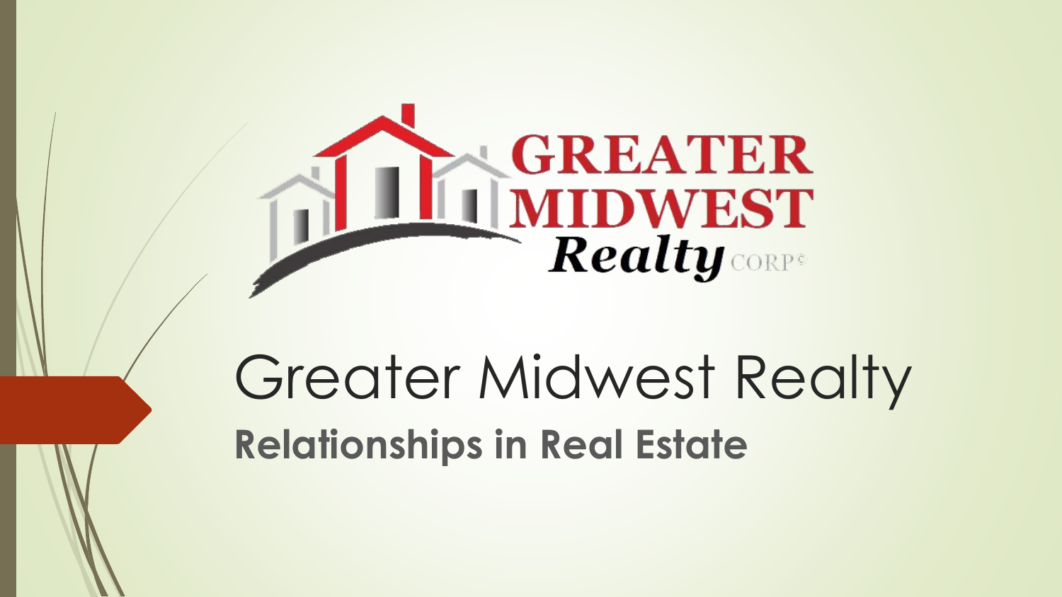# Greater Midwest Realty

**Relationships in Real Estate**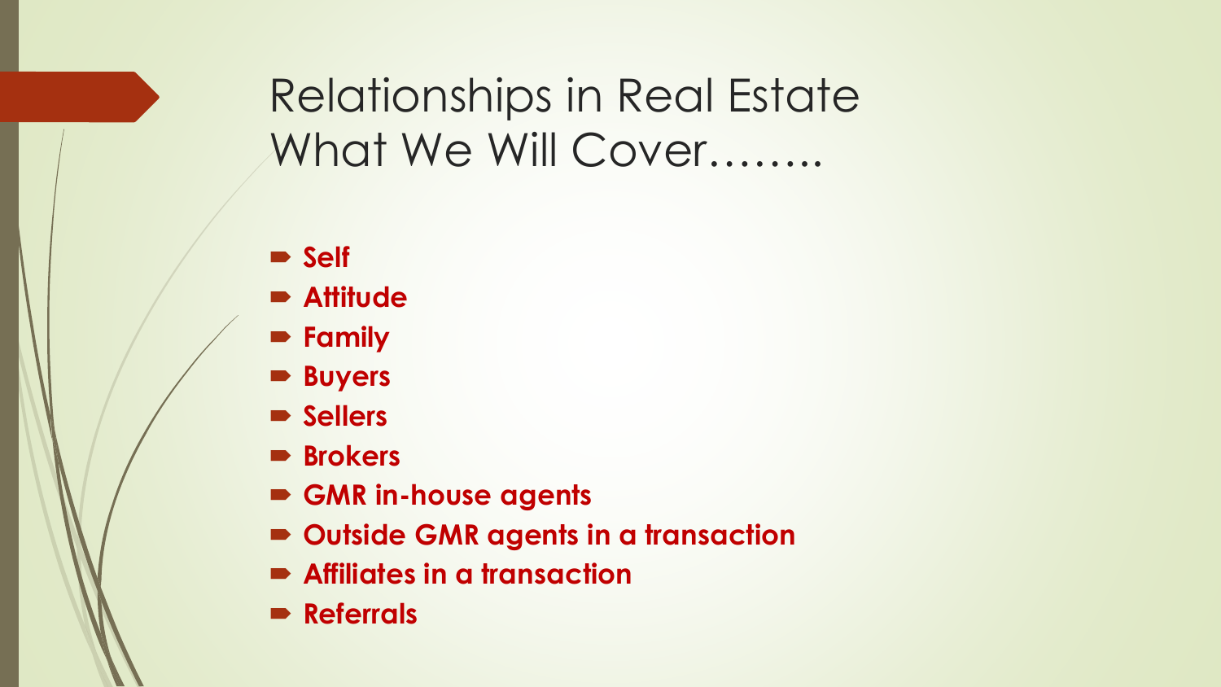# Relationships in Real Estate What We Will Cover……..

- **Self**
- **Attitude**
- **Family**
- **Buyers**
- **Sellers**
- **Brokers**
- **GMR in-house agents**
- **Outside GMR agents in a transaction**
- **Affiliates in a transaction**
- **Referrals**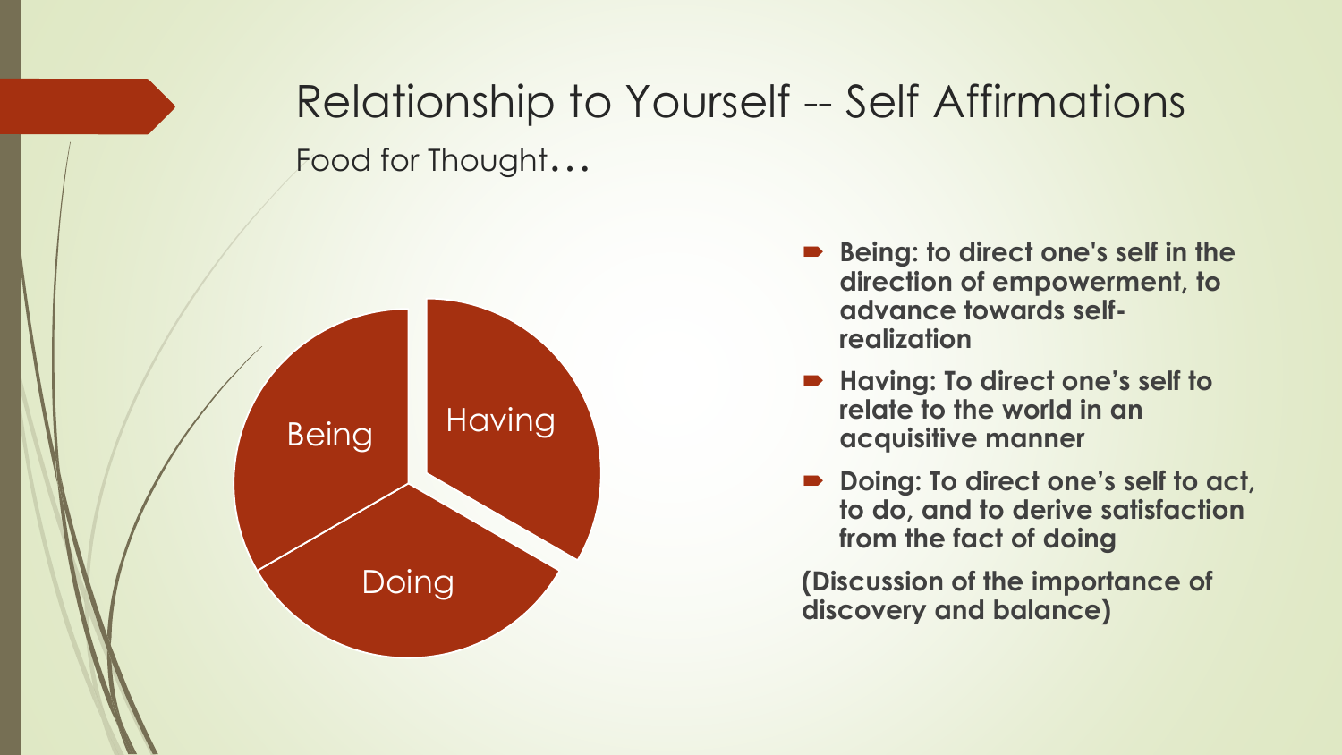# Relationship to Yourself -- Self Affirmations

Food for Thought…

Being

Having

Doing

- **Being: to direct one's self in the direction of empowerment, to advance towards self-realization**
- **Having: To direct one's self to relate to the world in an acquisitive manner**
- **Doing: To direct one's self to act, to do, and to derive satisfaction from the fact of doing**

**(Discussion of the importance of discovery and balance)**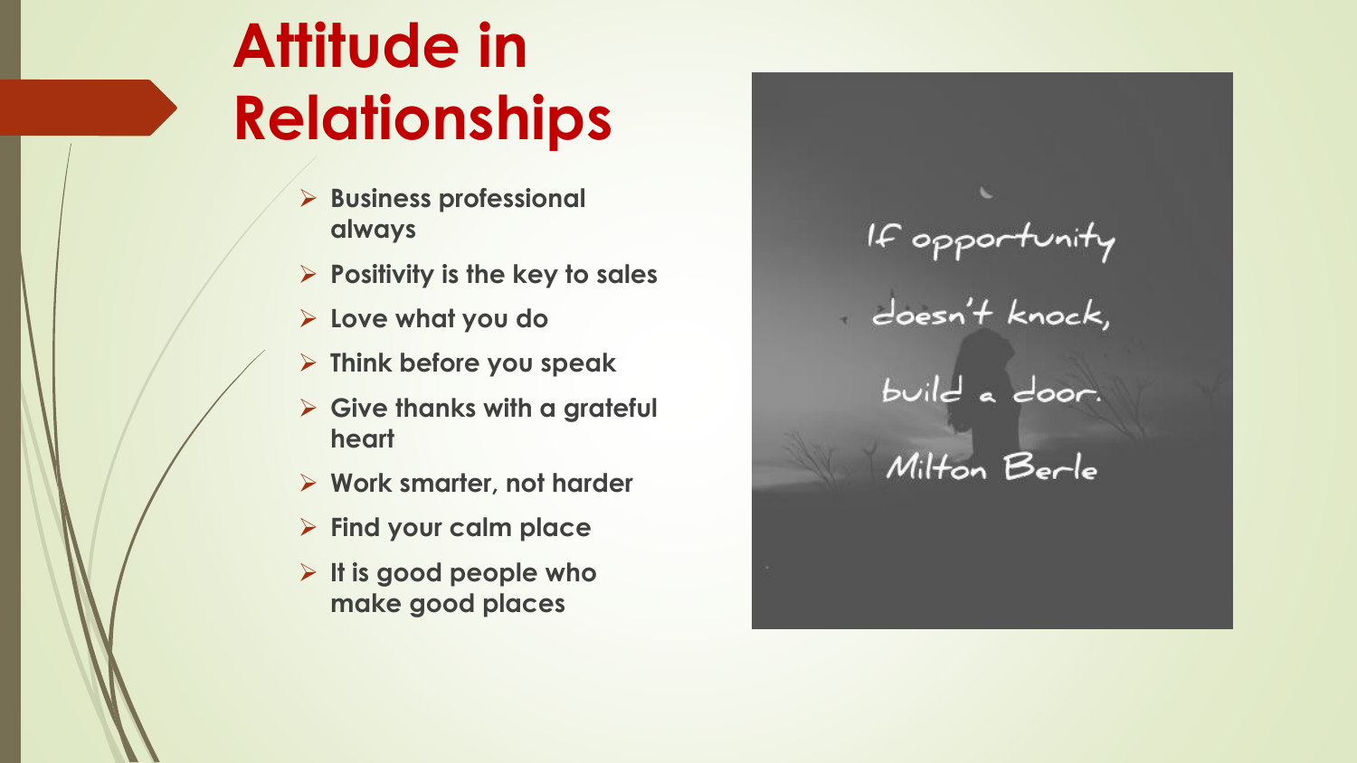# Attitude in Relationships

- **Business professional always**
- **Positivity is the key to sales**
- **Love what you do**
- **Think before you speak**
- **Give thanks with a grateful heart**
- **Work smarter, not harder**
- **Find your calm place**
- **It is good people who make good places**

If opportunity doesn't knock, build a door.

Milton Berle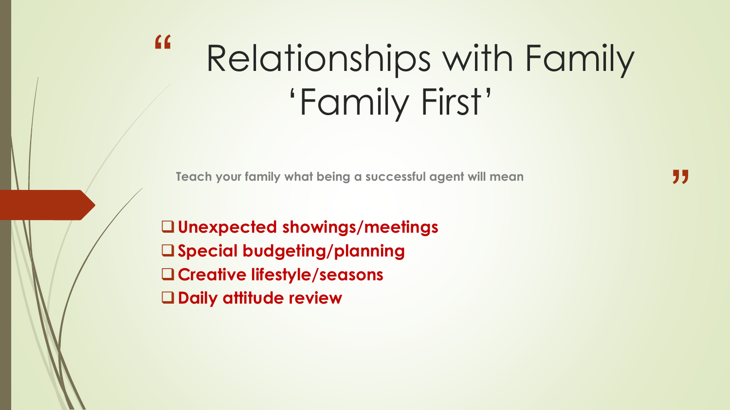# Relationships with Family 'Family First'

**Teach your family what being a successful agent will mean**

- **Unexpected showings/meetings**
- **Special budgeting/planning**
- **Creative lifestyle/seasons**
- **Daily attitude review**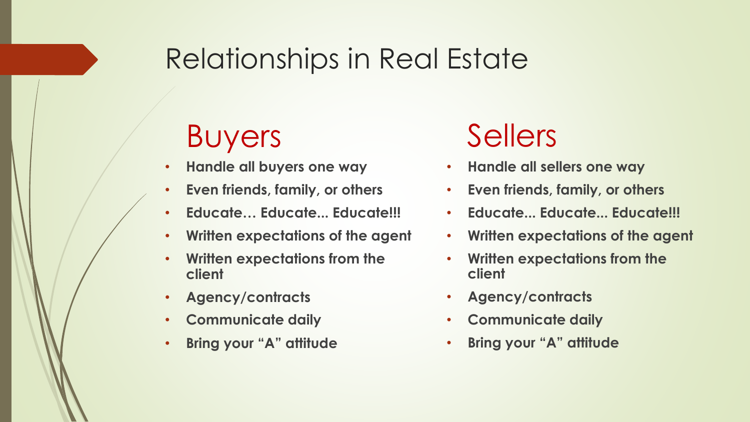# Relationships in Real Estate

## Buyers

- **Handle all buyers one way**
- **Even friends, family, or others**
- **Educate… Educate... Educate!!!**
- **Written expectations of the agent**
- **Written expectations from the client**
- **Agency/contracts**
- **Communicate daily**
- **Bring your "A" attitude**

## Sellers

- **Handle all sellers one way**
- **Even friends, family, or others**
- **Educate... Educate... Educate!!!**
- **Written expectations of the agent**
- **Written expectations from the client**
- **Agency/contracts**
- **Communicate daily**
- **Bring your "A" attitude**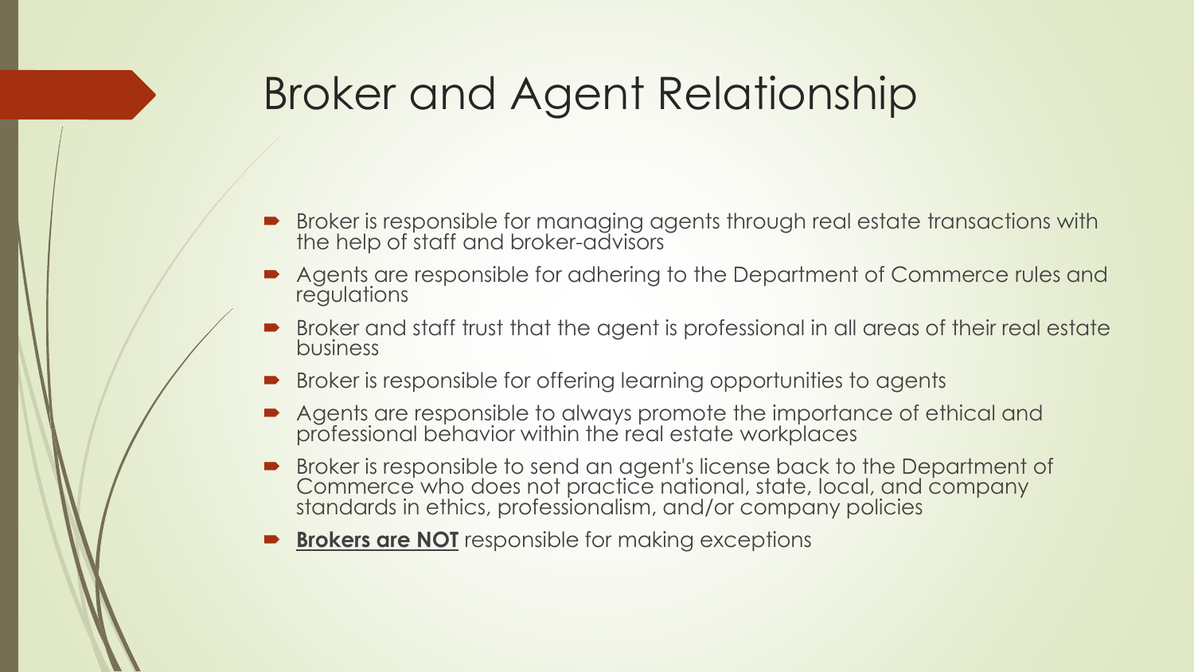# Broker and Agent Relationship

- Broker is responsible for managing agents through real estate transactions with the help of staff and broker-advisors
- Agents are responsible for adhering to the Department of Commerce rules and regulations
- Broker and staff trust that the agent is professional in all areas of their real estate business
- Broker is responsible for offering learning opportunities to agents
- Agents are responsible to always promote the importance of ethical and professional behavior within the real estate workplaces
- Broker is responsible to send an agent's license back to the Department of Commerce who does not practice national, state, local, and company standards in ethics, professionalism, and/or company policies
- <u>**Brokers are NOT**</u> responsible for making exceptions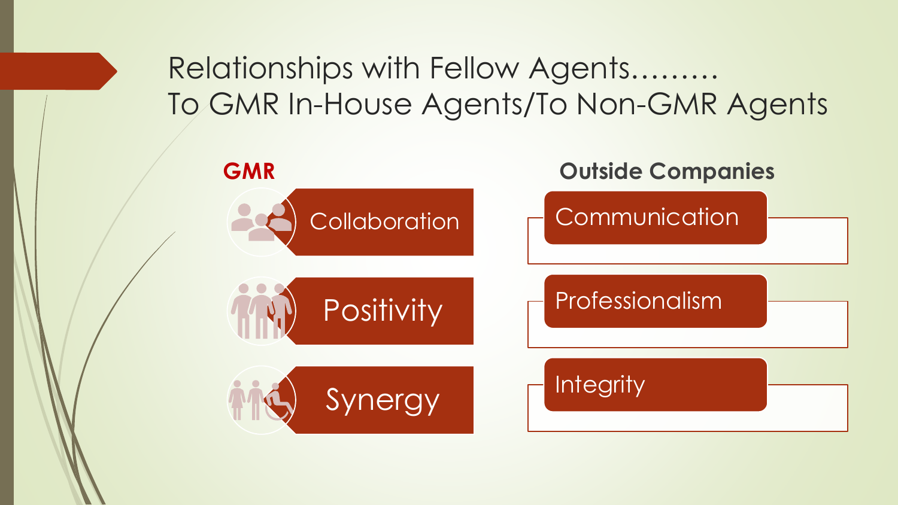# Relationships with Fellow Agents……… To GMR In-House Agents/To Non-GMR Agents

**GMR**

- Collaboration
- Positivity
- Synergy

**Outside Companies**

- Communication
- Professionalism
- Integrity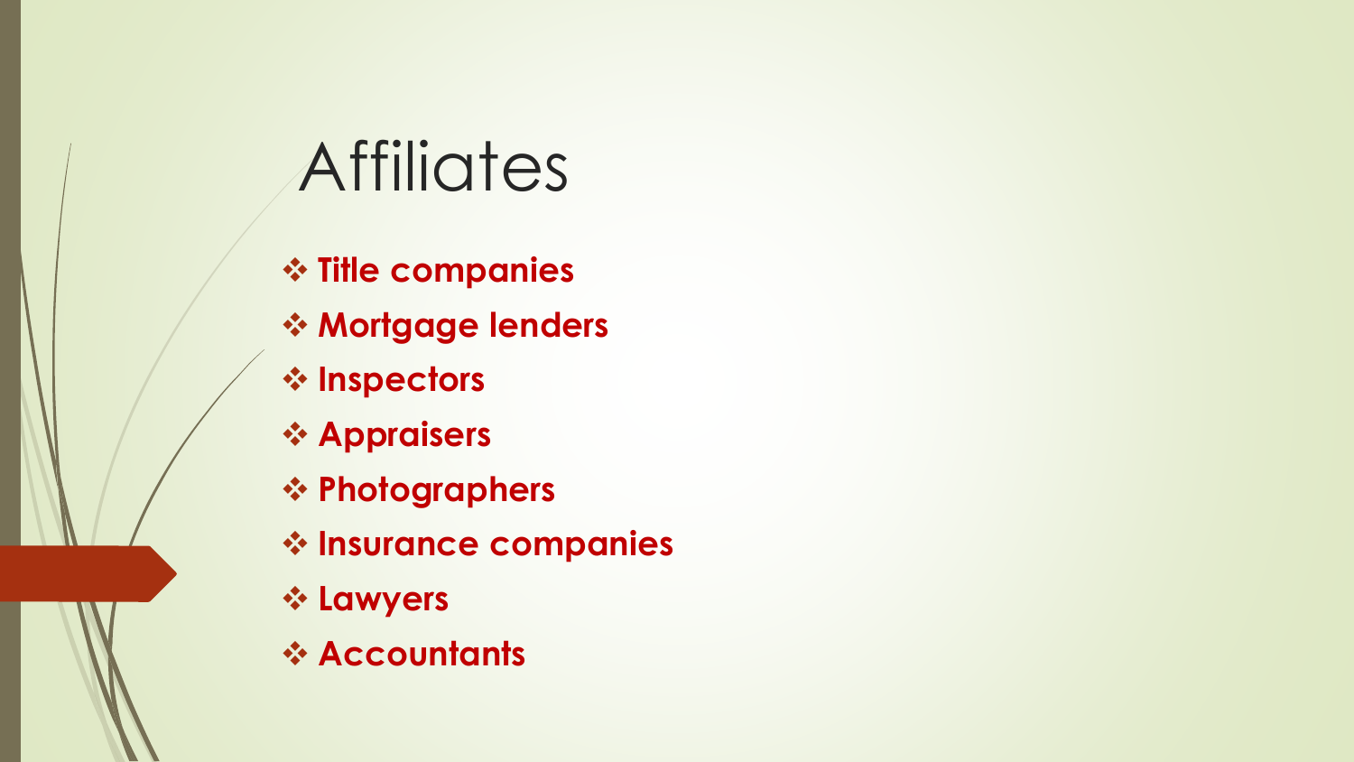# Affiliates

- **Title companies**
- **Mortgage lenders**
- **Inspectors**
- **Appraisers**
- **Photographers**
- **Insurance companies**
- **Lawyers**
- **Accountants**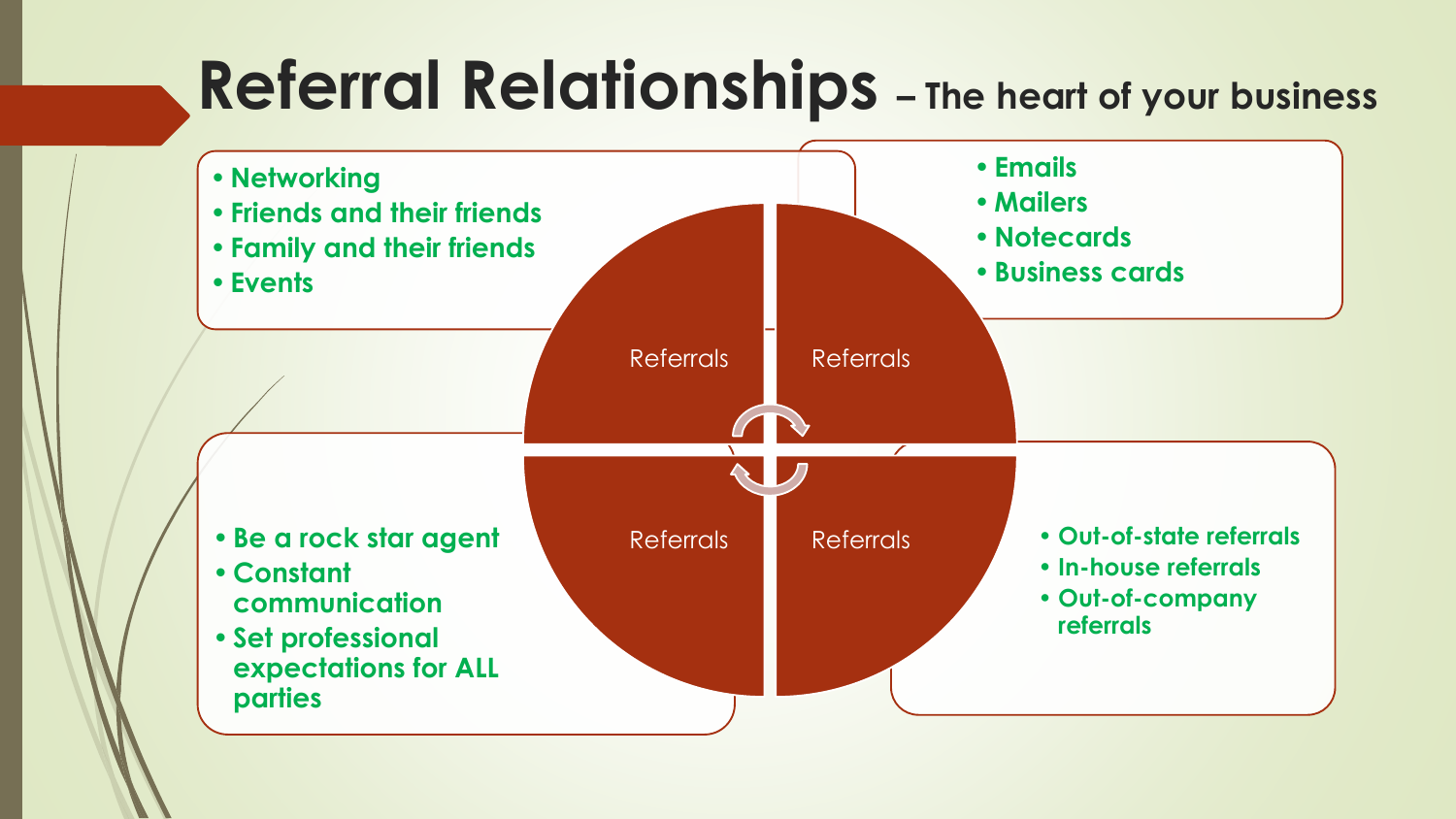# Referral Relationships – The heart of your business

- Networking
- Friends and their friends
- Family and their friends
- Events

- Emails
- Mailers
- Notecards
- Business cards

Referrals

Referrals

Referrals

Referrals

- Be a rock star agent
- Constant communication
- Set professional expectations for ALL parties

- Out-of-state referrals
- In-house referrals
- Out-of-company referrals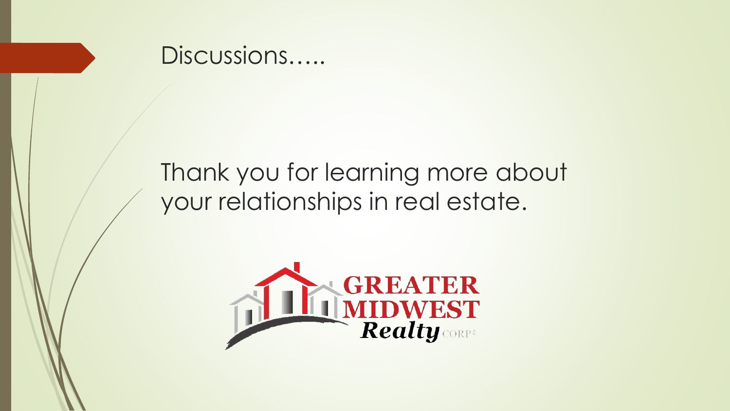# Discussions…..

Thank you for learning more about your relationships in real estate.

GREATER MIDWEST Realty CORP